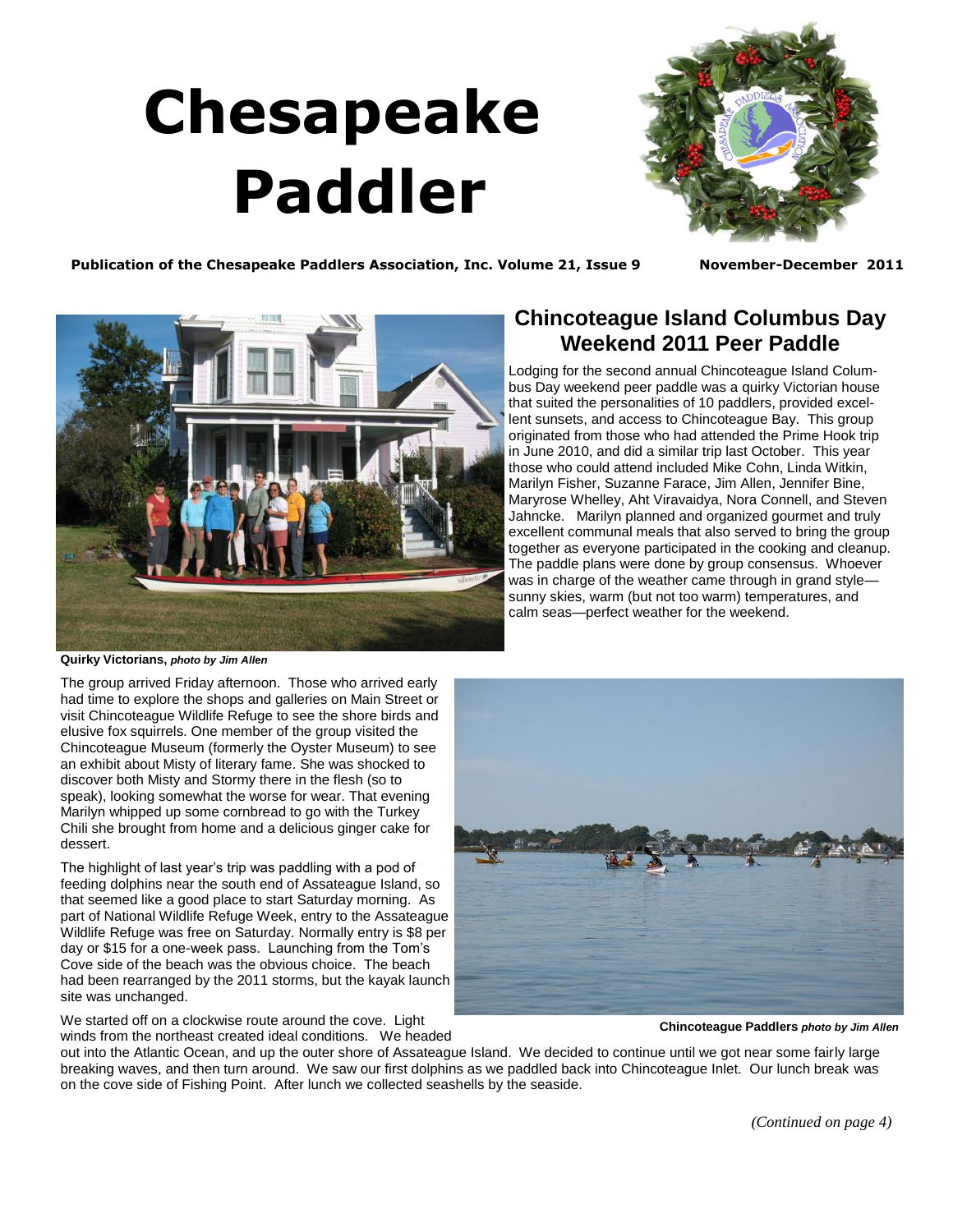# Chesapeake Paddler

**Publication of the Chesapeake Paddlers Association, Inc. Volume 21, Issue 9** **November-December 2011**

## Chincoteague Island Columbus Day Weekend 2011 Peer Paddle

Lodging for the second annual Chincoteague Island Columbus Day weekend peer paddle was a quirky Victorian house that suited the personalities of 10 paddlers, provided excellent sunsets, and access to Chincoteague Bay. This group originated from those who had attended the Prime Hook trip in June 2010, and did a similar trip last October. This year those who could attend included Mike Cohn, Linda Witkin, Marilyn Fisher, Suzanne Farace, Jim Allen, Jennifer Bine, Maryrose Whelley, Aht Viravaidya, Nora Connell, and Steven Jahncke. Marilyn planned and organized gourmet and truly excellent communal meals that also served to bring the group together as everyone participated in the cooking and cleanup. The paddle plans were done by group consensus. Whoever was in charge of the weather came through in grand style—sunny skies, warm (but not too warm) temperatures, and calm seas—perfect weather for the weekend.

**Quirky Victorians,** ***photo by Jim Allen***

The group arrived Friday afternoon. Those who arrived early had time to explore the shops and galleries on Main Street or visit Chincoteague Wildlife Refuge to see the shore birds and elusive fox squirrels. One member of the group visited the Chincoteague Museum (formerly the Oyster Museum) to see an exhibit about Misty of literary fame. She was shocked to discover both Misty and Stormy there in the flesh (so to speak), looking somewhat the worse for wear. That evening Marilyn whipped up some cornbread to go with the Turkey Chili she brought from home and a delicious ginger cake for dessert.

The highlight of last year's trip was paddling with a pod of feeding dolphins near the south end of Assateague Island, so that seemed like a good place to start Saturday morning. As part of National Wildlife Refuge Week, entry to the Assateague Wildlife Refuge was free on Saturday. Normally entry is $8 per day or $15 for a one-week pass. Launching from the Tom's Cove side of the beach was the obvious choice. The beach had been rearranged by the 2011 storms, but the kayak launch site was unchanged.

**Chincoteague Paddlers** ***photo by Jim Allen***

We started off on a clockwise route around the cove. Light winds from the northeast created ideal conditions. We headed out into the Atlantic Ocean, and up the outer shore of Assateague Island. We decided to continue until we got near some fairly large breaking waves, and then turn around. We saw our first dolphins as we paddled back into Chincoteague Inlet. Our lunch break was on the cove side of Fishing Point. After lunch we collected seashells by the seaside.

*(Continued on page 4)*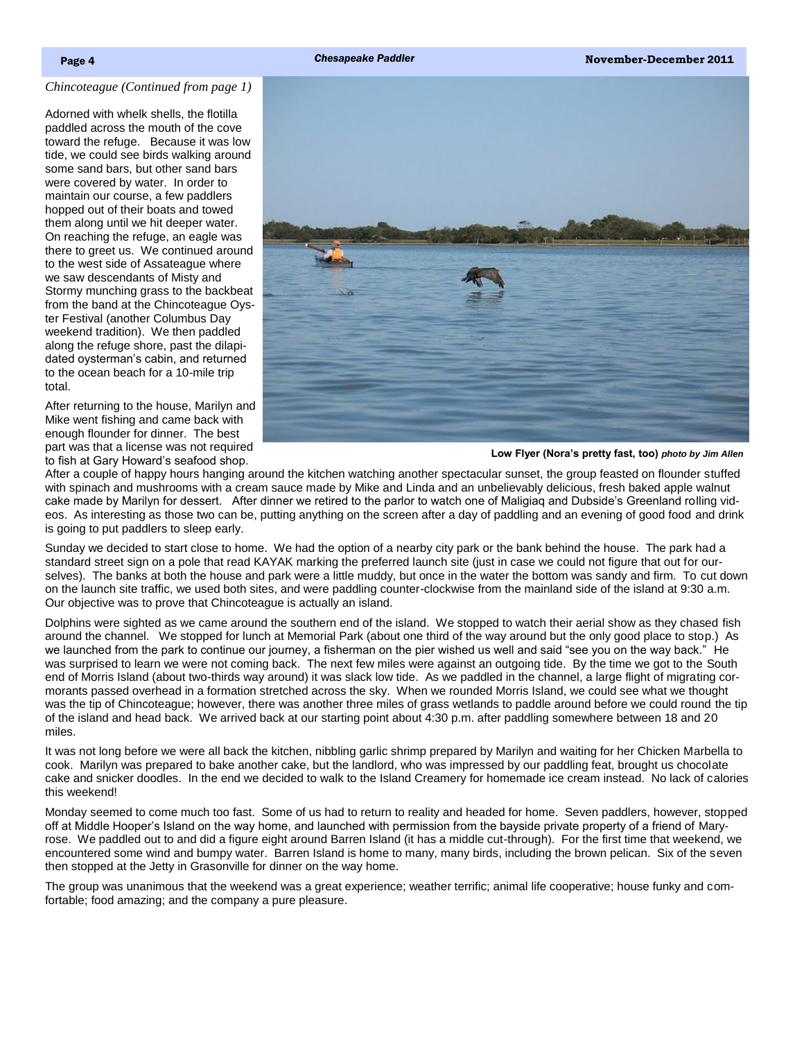*Chincoteague (Continued from page 1)*

Adorned with whelk shells, the flotilla paddled across the mouth of the cove toward the refuge. Because it was low tide, we could see birds walking around some sand bars, but other sand bars were covered by water. In order to maintain our course, a few paddlers hopped out of their boats and towed them along until we hit deeper water. On reaching the refuge, an eagle was there to greet us. We continued around to the west side of Assateague where we saw descendants of Misty and Stormy munching grass to the backbeat from the band at the Chincoteague Oyster Festival (another Columbus Day weekend tradition). We then paddled along the refuge shore, past the dilapidated oysterman's cabin, and returned to the ocean beach for a 10-mile trip total.

After returning to the house, Marilyn and Mike went fishing and came back with enough flounder for dinner. The best part was that a license was not required to fish at Gary Howard's seafood shop.

**Low Flyer (Nora's pretty fast, too)** ***photo by Jim Allen***

After a couple of happy hours hanging around the kitchen watching another spectacular sunset, the group feasted on flounder stuffed with spinach and mushrooms with a cream sauce made by Mike and Linda and an unbelievably delicious, fresh baked apple walnut cake made by Marilyn for dessert. After dinner we retired to the parlor to watch one of Maligiaq and Dubside's Greenland rolling videos. As interesting as those two can be, putting anything on the screen after a day of paddling and an evening of good food and drink is going to put paddlers to sleep early.

Sunday we decided to start close to home. We had the option of a nearby city park or the bank behind the house. The park had a standard street sign on a pole that read KAYAK marking the preferred launch site (just in case we could not figure that out for ourselves). The banks at both the house and park were a little muddy, but once in the water the bottom was sandy and firm. To cut down on the launch site traffic, we used both sites, and were paddling counter-clockwise from the mainland side of the island at 9:30 a.m. Our objective was to prove that Chincoteague is actually an island.

Dolphins were sighted as we came around the southern end of the island. We stopped to watch their aerial show as they chased fish around the channel. We stopped for lunch at Memorial Park (about one third of the way around but the only good place to stop.) As we launched from the park to continue our journey, a fisherman on the pier wished us well and said "see you on the way back." He was surprised to learn we were not coming back. The next few miles were against an outgoing tide. By the time we got to the South end of Morris Island (about two-thirds way around) it was slack low tide. As we paddled in the channel, a large flight of migrating cormorants passed overhead in a formation stretched across the sky. When we rounded Morris Island, we could see what we thought was the tip of Chincoteague; however, there was another three miles of grass wetlands to paddle around before we could round the tip of the island and head back. We arrived back at our starting point about 4:30 p.m. after paddling somewhere between 18 and 20 miles.

It was not long before we were all back the kitchen, nibbling garlic shrimp prepared by Marilyn and waiting for her Chicken Marbella to cook. Marilyn was prepared to bake another cake, but the landlord, who was impressed by our paddling feat, brought us chocolate cake and snicker doodles. In the end we decided to walk to the Island Creamery for homemade ice cream instead. No lack of calories this weekend!

Monday seemed to come much too fast. Some of us had to return to reality and headed for home. Seven paddlers, however, stopped off at Middle Hooper's Island on the way home, and launched with permission from the bayside private property of a friend of Maryrose. We paddled out to and did a figure eight around Barren Island (it has a middle cut-through). For the first time that weekend, we encountered some wind and bumpy water. Barren Island is home to many, many birds, including the brown pelican. Six of the seven then stopped at the Jetty in Grasonville for dinner on the way home.

The group was unanimous that the weekend was a great experience; weather terrific; animal life cooperative; house funky and comfortable; food amazing; and the company a pure pleasure.